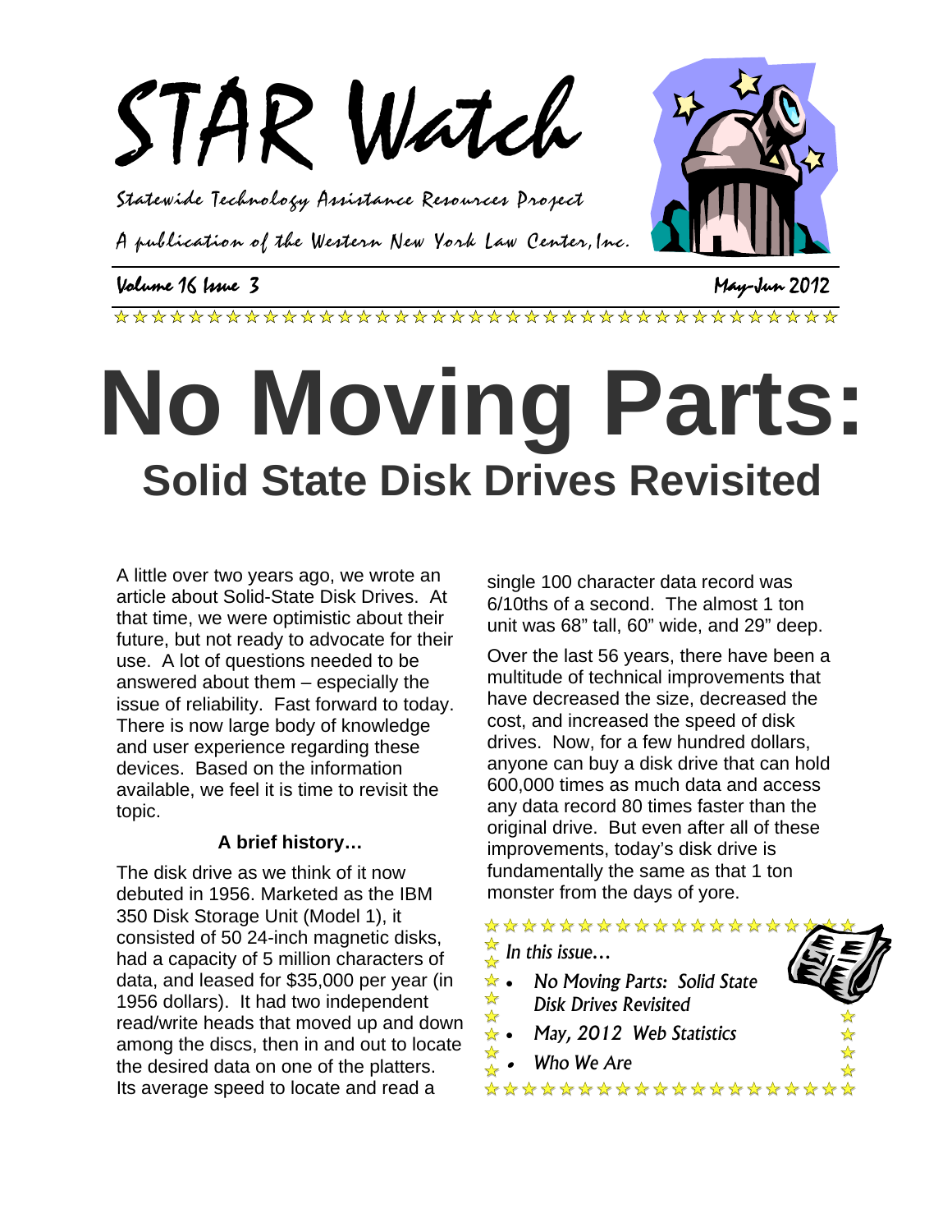# STAR Watch

*Statewide Technology Assistance Resources Project*

*A publication of the Western New York Law Center, Inc.*

Volume 16 Issue 3 — May-Jun 2012

# No Moving Parts:

## Solid State Disk Drives Revisited

A little over two years ago, we wrote an article about Solid-State Disk Drives. At that time, we were optimistic about their future, but not ready to advocate for their use. A lot of questions needed to be answered about them – especially the issue of reliability. Fast forward to today. There is now large body of knowledge and user experience regarding these devices. Based on the information available, we feel it is time to revisit the topic.

### A brief history…

The disk drive as we think of it now debuted in 1956. Marketed as the IBM 350 Disk Storage Unit (Model 1), it consisted of 50 24-inch magnetic disks, had a capacity of 5 million characters of data, and leased for $35,000 per year (in 1956 dollars). It had two independent read/write heads that moved up and down among the discs, then in and out to locate the desired data on one of the platters. Its average speed to locate and read a single 100 character data record was 6/10ths of a second. The almost 1 ton unit was 68" tall, 60" wide, and 29" deep.

Over the last 56 years, there have been a multitude of technical improvements that have decreased the size, decreased the cost, and increased the speed of disk drives. Now, for a few hundred dollars, anyone can buy a disk drive that can hold 600,000 times as much data and access any data record 80 times faster than the original drive. But even after all of these improvements, today's disk drive is fundamentally the same as that 1 ton monster from the days of yore.

*In this issue…*

- *No Moving Parts: Solid State Disk Drives Revisited*
- *May, 2012 Web Statistics*
- *Who We Are*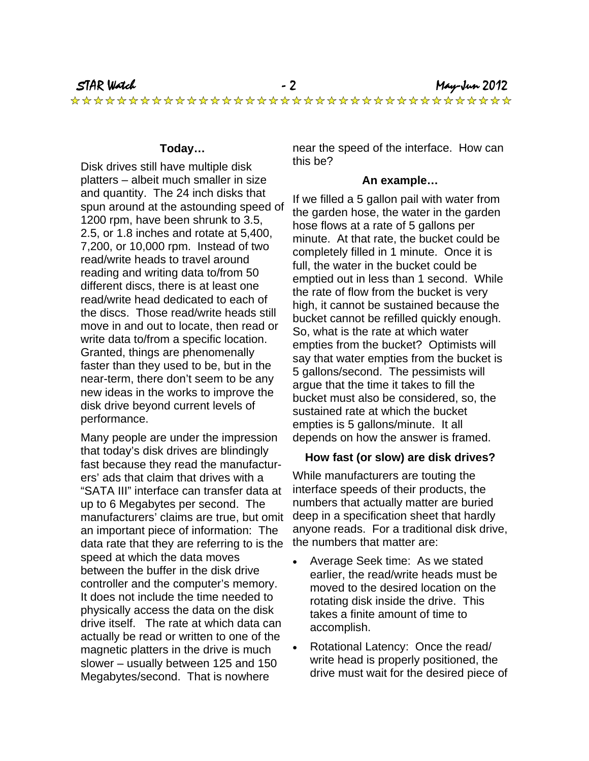### Today…

Disk drives still have multiple disk platters – albeit much smaller in size and quantity. The 24 inch disks that spun around at the astounding speed of 1200 rpm, have been shrunk to 3.5, 2.5, or 1.8 inches and rotate at 5,400, 7,200, or 10,000 rpm. Instead of two read/write heads to travel around reading and writing data to/from 50 different discs, there is at least one read/write head dedicated to each of the discs. Those read/write heads still move in and out to locate, then read or write data to/from a specific location. Granted, things are phenomenally faster than they used to be, but in the near-term, there don't seem to be any new ideas in the works to improve the disk drive beyond current levels of performance.

Many people are under the impression that today's disk drives are blindingly fast because they read the manufacturers' ads that claim that drives with a "SATA III" interface can transfer data at up to 6 Megabytes per second. The manufacturers' claims are true, but omit an important piece of information: The data rate that they are referring to is the speed at which the data moves between the buffer in the disk drive controller and the computer's memory. It does not include the time needed to physically access the data on the disk drive itself. The rate at which data can actually be read or written to one of the magnetic platters in the drive is much slower – usually between 125 and 150 Megabytes/second. That is nowhere near the speed of the interface. How can this be?

### An example…

If we filled a 5 gallon pail with water from the garden hose, the water in the garden hose flows at a rate of 5 gallons per minute. At that rate, the bucket could be completely filled in 1 minute. Once it is full, the water in the bucket could be emptied out in less than 1 second. While the rate of flow from the bucket is very high, it cannot be sustained because the bucket cannot be refilled quickly enough. So, what is the rate at which water empties from the bucket? Optimists will say that water empties from the bucket is 5 gallons/second. The pessimists will argue that the time it takes to fill the bucket must also be considered, so, the sustained rate at which the bucket empties is 5 gallons/minute. It all depends on how the answer is framed.

### How fast (or slow) are disk drives?

While manufacturers are touting the interface speeds of their products, the numbers that actually matter are buried deep in a specification sheet that hardly anyone reads. For a traditional disk drive, the numbers that matter are:

- Average Seek time: As we stated earlier, the read/write heads must be moved to the desired location on the rotating disk inside the drive. This takes a finite amount of time to accomplish.
- Rotational Latency: Once the read/ write head is properly positioned, the drive must wait for the desired piece of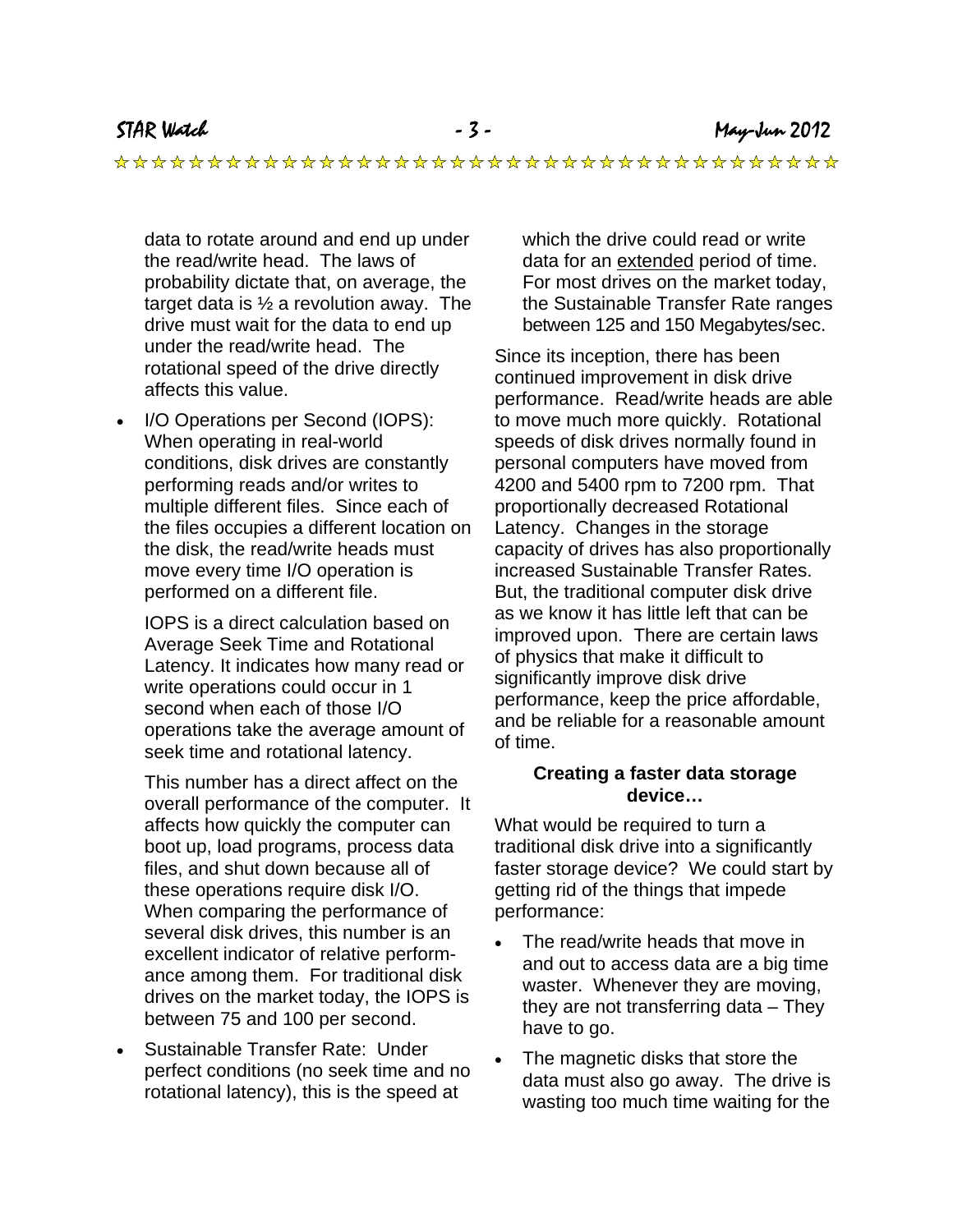data to rotate around and end up under the read/write head. The laws of probability dictate that, on average, the target data is ½ a revolution away. The drive must wait for the data to end up under the read/write head. The rotational speed of the drive directly affects this value.

- I/O Operations per Second (IOPS): When operating in real-world conditions, disk drives are constantly performing reads and/or writes to multiple different files. Since each of the files occupies a different location on the disk, the read/write heads must move every time I/O operation is performed on a different file.

  IOPS is a direct calculation based on Average Seek Time and Rotational Latency. It indicates how many read or write operations could occur in 1 second when each of those I/O operations take the average amount of seek time and rotational latency.

  This number has a direct affect on the overall performance of the computer. It affects how quickly the computer can boot up, load programs, process data files, and shut down because all of these operations require disk I/O. When comparing the performance of several disk drives, this number is an excellent indicator of relative performance among them. For traditional disk drives on the market today, the IOPS is between 75 and 100 per second.

- Sustainable Transfer Rate: Under perfect conditions (no seek time and no rotational latency), this is the speed at which the drive could read or write data for an extended period of time. For most drives on the market today, the Sustainable Transfer Rate ranges between 125 and 150 Megabytes/sec.

Since its inception, there has been continued improvement in disk drive performance. Read/write heads are able to move much more quickly. Rotational speeds of disk drives normally found in personal computers have moved from 4200 and 5400 rpm to 7200 rpm. That proportionally decreased Rotational Latency. Changes in the storage capacity of drives has also proportionally increased Sustainable Transfer Rates. But, the traditional computer disk drive as we know it has little left that can be improved upon. There are certain laws of physics that make it difficult to significantly improve disk drive performance, keep the price affordable, and be reliable for a reasonable amount of time.

### Creating a faster data storage device…

What would be required to turn a traditional disk drive into a significantly faster storage device? We could start by getting rid of the things that impede performance:

- The read/write heads that move in and out to access data are a big time waster. Whenever they are moving, they are not transferring data – They have to go.
- The magnetic disks that store the data must also go away. The drive is wasting too much time waiting for the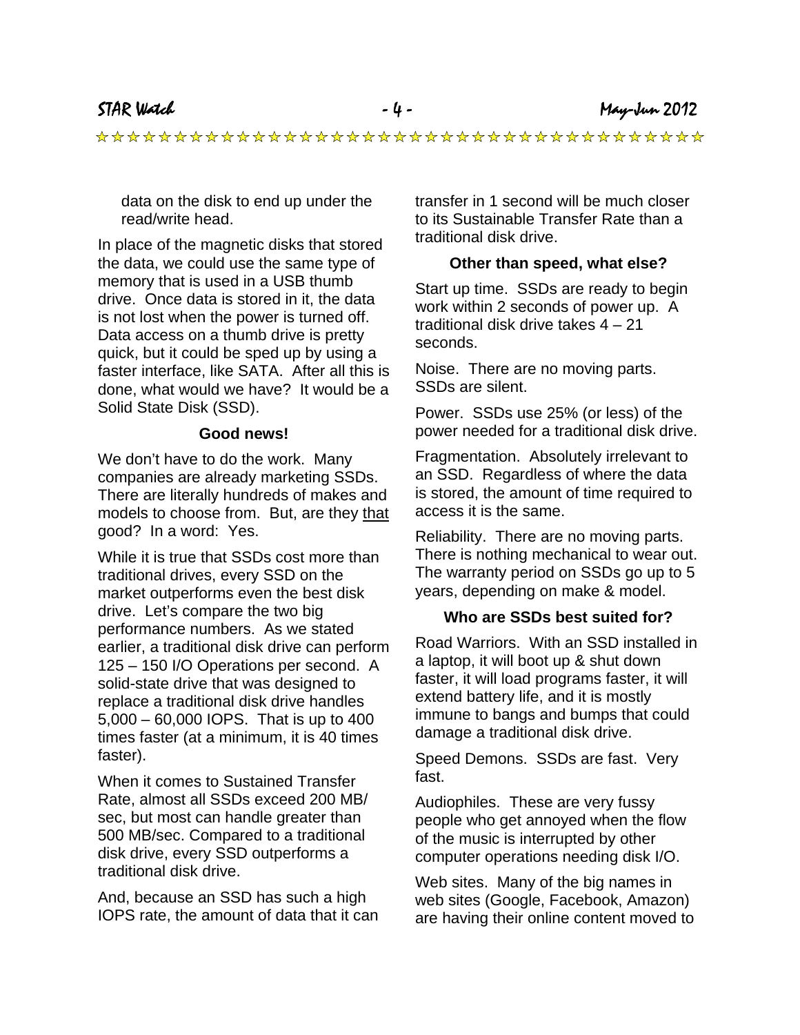data on the disk to end up under the read/write head.

In place of the magnetic disks that stored the data, we could use the same type of memory that is used in a USB thumb drive. Once data is stored in it, the data is not lost when the power is turned off. Data access on a thumb drive is pretty quick, but it could be sped up by using a faster interface, like SATA. After all this is done, what would we have? It would be a Solid State Disk (SSD).

**Good news!**

We don't have to do the work. Many companies are already marketing SSDs. There are literally hundreds of makes and models to choose from. But, are they <u>that</u> good? In a word: Yes.

While it is true that SSDs cost more than traditional drives, every SSD on the market outperforms even the best disk drive. Let's compare the two big performance numbers. As we stated earlier, a traditional disk drive can perform 125 – 150 I/O Operations per second. A solid-state drive that was designed to replace a traditional disk drive handles 5,000 – 60,000 IOPS. That is up to 400 times faster (at a minimum, it is 40 times faster).

When it comes to Sustained Transfer Rate, almost all SSDs exceed 200 MB/sec, but most can handle greater than 500 MB/sec. Compared to a traditional disk drive, every SSD outperforms a traditional disk drive.

And, because an SSD has such a high IOPS rate, the amount of data that it can transfer in 1 second will be much closer to its Sustainable Transfer Rate than a traditional disk drive.

**Other than speed, what else?**

Start up time. SSDs are ready to begin work within 2 seconds of power up. A traditional disk drive takes 4 – 21 seconds.

Noise. There are no moving parts. SSDs are silent.

Power. SSDs use 25% (or less) of the power needed for a traditional disk drive.

Fragmentation. Absolutely irrelevant to an SSD. Regardless of where the data is stored, the amount of time required to access it is the same.

Reliability. There are no moving parts. There is nothing mechanical to wear out. The warranty period on SSDs go up to 5 years, depending on make & model.

**Who are SSDs best suited for?**

Road Warriors. With an SSD installed in a laptop, it will boot up & shut down faster, it will load programs faster, it will extend battery life, and it is mostly immune to bangs and bumps that could damage a traditional disk drive.

Speed Demons. SSDs are fast. Very fast.

Audiophiles. These are very fussy people who get annoyed when the flow of the music is interrupted by other computer operations needing disk I/O.

Web sites. Many of the big names in web sites (Google, Facebook, Amazon) are having their online content moved to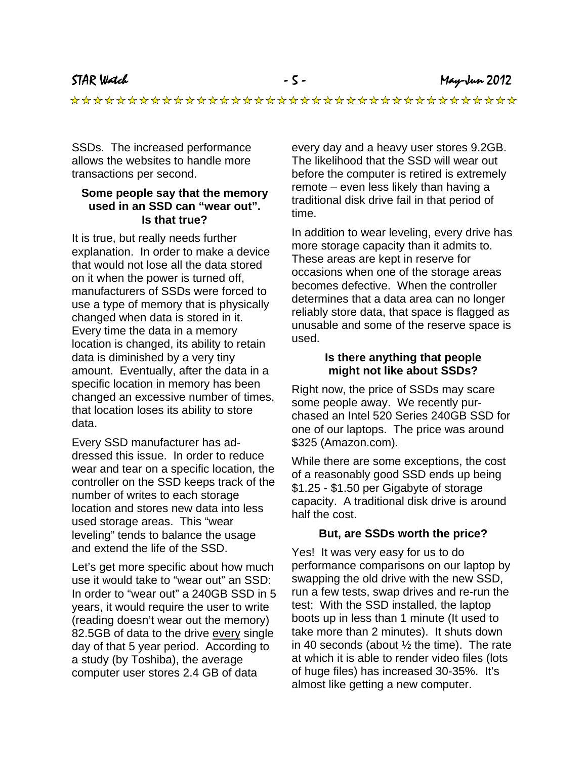SSDs. The increased performance allows the websites to handle more transactions per second.

**Some people say that the memory used in an SSD can "wear out". Is that true?**

It is true, but really needs further explanation. In order to make a device that would not lose all the data stored on it when the power is turned off, manufacturers of SSDs were forced to use a type of memory that is physically changed when data is stored in it. Every time the data in a memory location is changed, its ability to retain data is diminished by a very tiny amount. Eventually, after the data in a specific location in memory has been changed an excessive number of times, that location loses its ability to store data.

Every SSD manufacturer has addressed this issue. In order to reduce wear and tear on a specific location, the controller on the SSD keeps track of the number of writes to each storage location and stores new data into less used storage areas. This "wear leveling" tends to balance the usage and extend the life of the SSD.

Let's get more specific about how much use it would take to "wear out" an SSD: In order to "wear out" a 240GB SSD in 5 years, it would require the user to write (reading doesn't wear out the memory) 82.5GB of data to the drive <u>every</u> single day of that 5 year period. According to a study (by Toshiba), the average computer user stores 2.4 GB of data every day and a heavy user stores 9.2GB. The likelihood that the SSD will wear out before the computer is retired is extremely remote – even less likely than having a traditional disk drive fail in that period of time.

In addition to wear leveling, every drive has more storage capacity than it admits to. These areas are kept in reserve for occasions when one of the storage areas becomes defective. When the controller determines that a data area can no longer reliably store data, that space is flagged as unusable and some of the reserve space is used.

**Is there anything that people might not like about SSDs?**

Right now, the price of SSDs may scare some people away. We recently purchased an Intel 520 Series 240GB SSD for one of our laptops. The price was around $325 (Amazon.com).

While there are some exceptions, the cost of a reasonably good SSD ends up being $1.25 - $1.50 per Gigabyte of storage capacity. A traditional disk drive is around half the cost.

**But, are SSDs worth the price?**

Yes! It was very easy for us to do performance comparisons on our laptop by swapping the old drive with the new SSD, run a few tests, swap drives and re-run the test: With the SSD installed, the laptop boots up in less than 1 minute (It used to take more than 2 minutes). It shuts down in 40 seconds (about ½ the time). The rate at which it is able to render video files (lots of huge files) has increased 30-35%. It's almost like getting a new computer.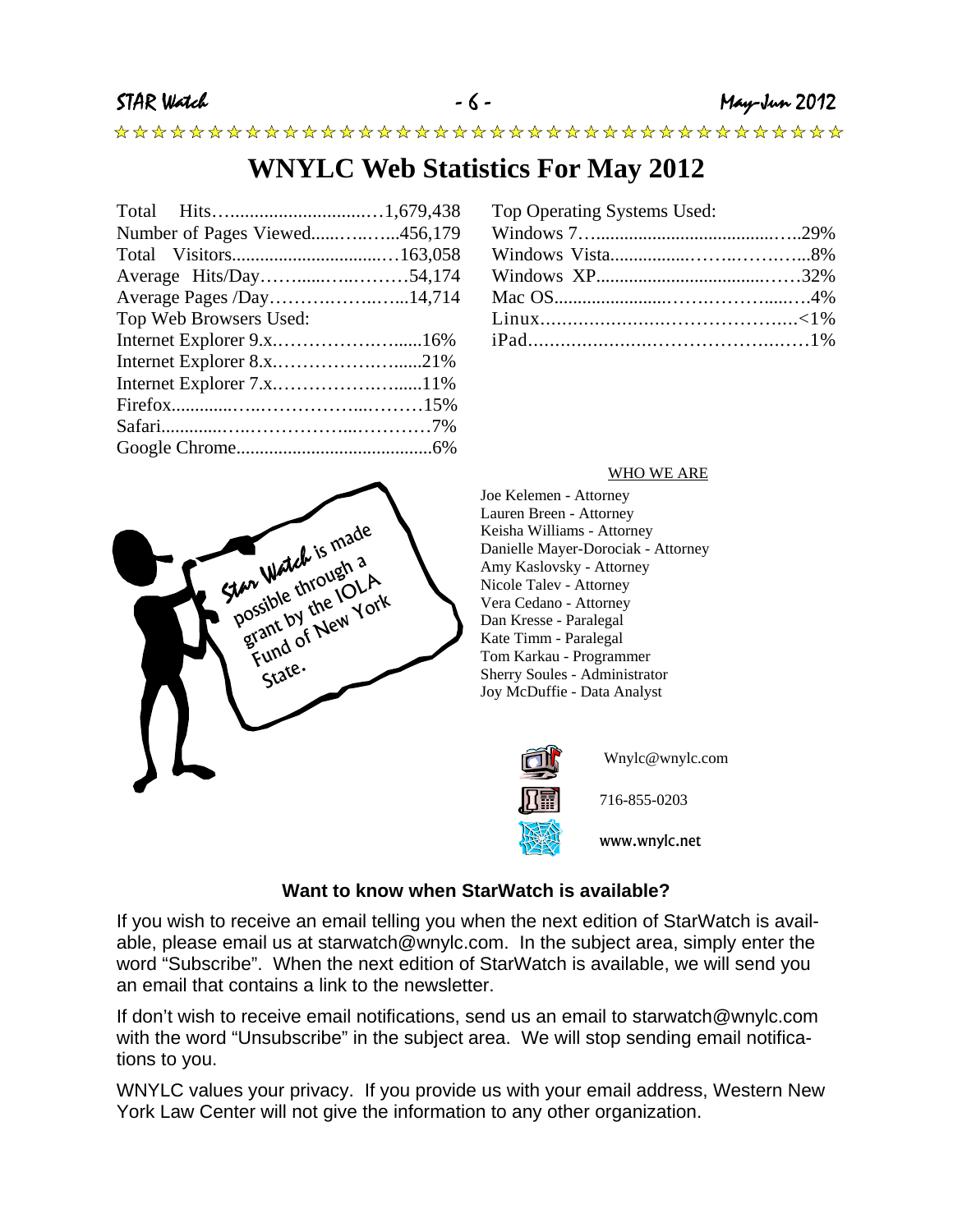# WNYLC Web Statistics For May 2012

| | |
|---|---|
| Total Hits | 1,679,438 |
| Number of Pages Viewed | 456,179 |
| Total Visitors | 163,058 |
| Average Hits/Day | 54,174 |
| Average Pages /Day | 14,714 |

Top Web Browsers Used:

| | |
|---|---|
| Internet Explorer 9.x | 16% |
| Internet Explorer 8.x | 21% |
| Internet Explorer 7.x | 11% |
| Firefox | 15% |
| Safari | 7% |
| Google Chrome | 6% |

Top Operating Systems Used:

| | |
|---|---|
| Windows 7 | 29% |
| Windows Vista | 8% |
| Windows XP | 32% |
| Mac OS | 4% |
| Linux | <1% |
| iPad | 1% |

Star Watch is made possible through a grant by the IOLA Fund of New York State.

WHO WE ARE

Joe Kelemen - Attorney
Lauren Breen - Attorney
Keisha Williams - Attorney
Danielle Mayer-Dorociak - Attorney
Amy Kaslovsky - Attorney
Nicole Talev - Attorney
Vera Cedano - Attorney
Dan Kresse - Paralegal
Kate Timm - Paralegal
Tom Karkau - Programmer
Sherry Soules - Administrator
Joy McDuffie - Data Analyst

Wnylc@wnylc.com

716-855-0203

www.wnylc.net

### Want to know when StarWatch is available?

If you wish to receive an email telling you when the next edition of StarWatch is available, please email us at starwatch@wnylc.com. In the subject area, simply enter the word "Subscribe". When the next edition of StarWatch is available, we will send you an email that contains a link to the newsletter.

If don't wish to receive email notifications, send us an email to starwatch@wnylc.com with the word "Unsubscribe" in the subject area. We will stop sending email notifications to you.

WNYLC values your privacy. If you provide us with your email address, Western New York Law Center will not give the information to any other organization.